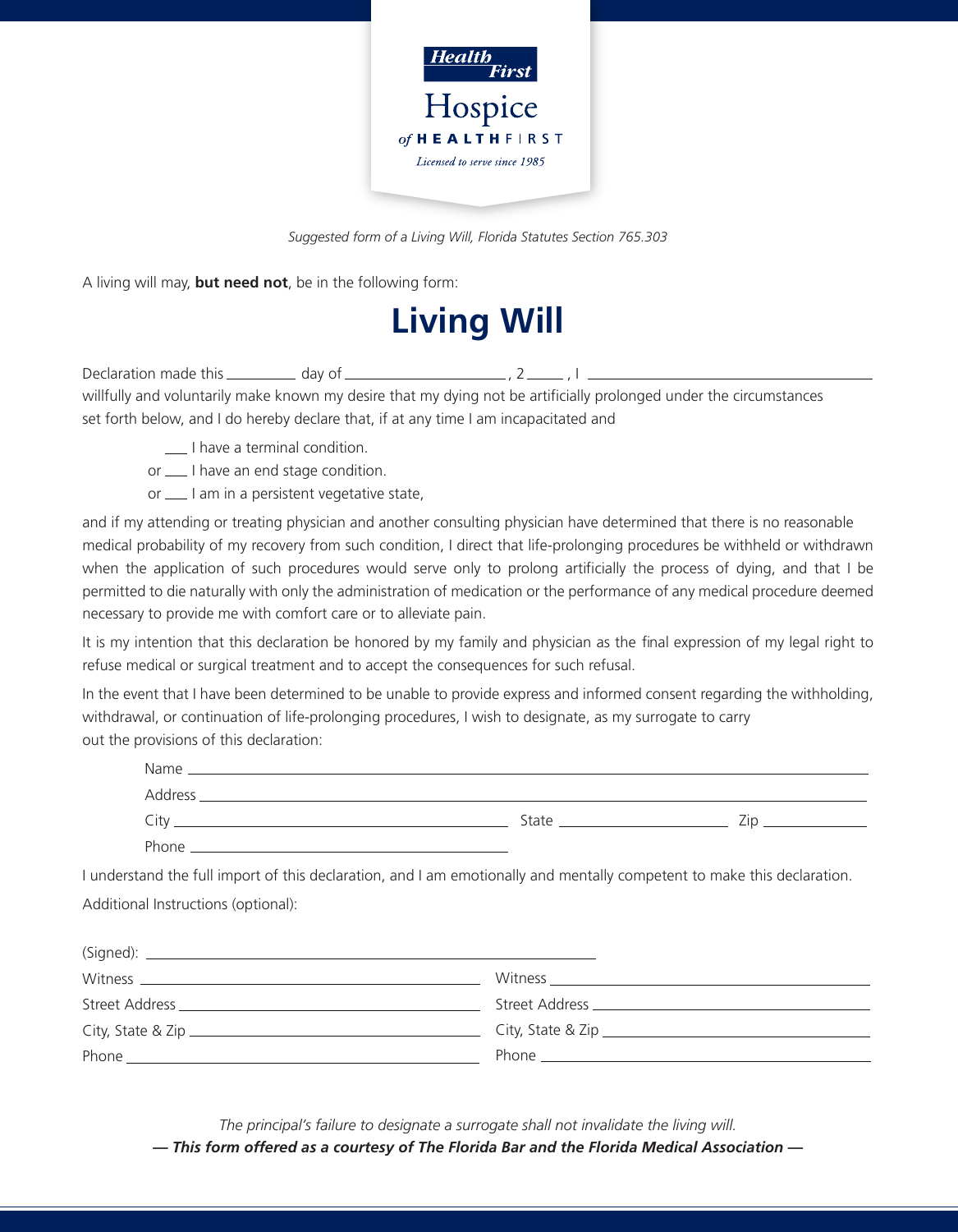Health First

Hospice of HEALTHFIRST

*Licensed to serve since 1985*

*Suggested form of a Living Will, Florida Statutes Section 765.303*

A living will may, **but need not**, be in the following form:

# Living Will

Declaration made this ________ day of ____________________, 2_____, I ______________________________________ willfully and voluntarily make known my desire that my dying not be artificially prolonged under the circumstances set forth below, and I do hereby declare that, if at any time I am incapacitated and

___ I have a terminal condition.

or ___ I have an end stage condition.

or ___ I am in a persistent vegetative state,

and if my attending or treating physician and another consulting physician have determined that there is no reasonable medical probability of my recovery from such condition, I direct that life-prolonging procedures be withheld or withdrawn when the application of such procedures would serve only to prolong artificially the process of dying, and that I be permitted to die naturally with only the administration of medication or the performance of any medical procedure deemed necessary to provide me with comfort care or to alleviate pain.

It is my intention that this declaration be honored by my family and physician as the final expression of my legal right to refuse medical or surgical treatment and to accept the consequences for such refusal.

In the event that I have been determined to be unable to provide express and informed consent regarding the withholding, withdrawal, or continuation of life-prolonging procedures, I wish to designate, as my surrogate to carry out the provisions of this declaration:

Name ____________________________________________

Address __________________________________________

City ______________________ State ______________ Zip __________

Phone ______________________

I understand the full import of this declaration, and I am emotionally and mentally competent to make this declaration.

Additional Instructions (optional):

(Signed): ________________________________

| | |
|---|---|
| Witness ______________________ | Witness ______________________ |
| Street Address ______________________ | Street Address ______________________ |
| City, State & Zip ______________________ | City, State & Zip ______________________ |
| Phone ______________________ | Phone ______________________ |

*The principal's failure to designate a surrogate shall not invalidate the living will.*

***— This form offered as a courtesy of The Florida Bar and the Florida Medical Association —***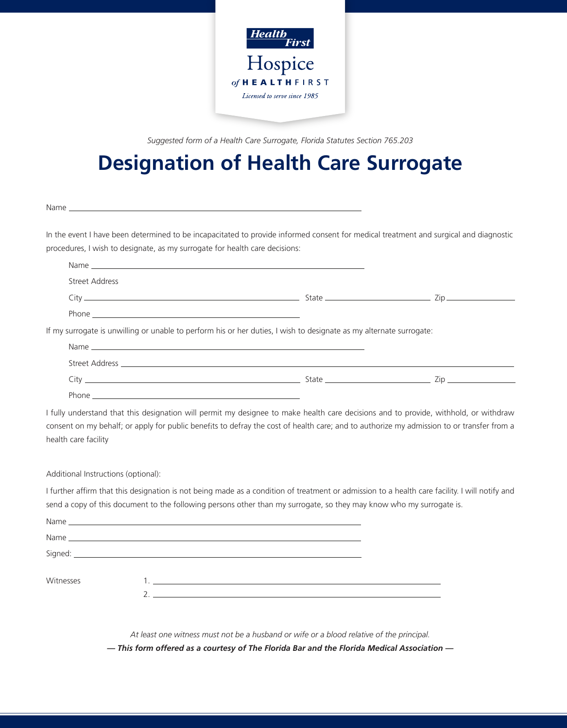Health First

Hospice of HEALTHFIRST

*Licensed to serve since 1985*

*Suggested form of a Health Care Surrogate, Florida Statutes Section 765.203*

# Designation of Health Care Surrogate

Name ___________________________________________

In the event I have been determined to be incapacitated to provide informed consent for medical treatment and surgical and diagnostic procedures, I wish to designate, as my surrogate for health care decisions:

Name ___________________________________________

Street Address

City ______________________ State ______________ Zip __________

Phone ______________________

If my surrogate is unwilling or unable to perform his or her duties, I wish to designate as my alternate surrogate:

Name ___________________________________________

Street Address ___________________________________________

City ______________________ State ______________ Zip __________

Phone ______________________

I fully understand that this designation will permit my designee to make health care decisions and to provide, withhold, or withdraw consent on my behalf; or apply for public benefits to defray the cost of health care; and to authorize my admission to or transfer from a health care facility

Additional Instructions (optional):

I further affirm that this designation is not being made as a condition of treatment or admission to a health care facility. I will notify and send a copy of this document to the following persons other than my surrogate, so they may know who my surrogate is.

Name ___________________________________________

Name ___________________________________________

Signed: ___________________________________________

Witnesses

1. ___________________________________________

2. ___________________________________________

*At least one witness must not be a husband or wife or a blood relative of the principal.*

***— This form offered as a courtesy of The Florida Bar and the Florida Medical Association —***